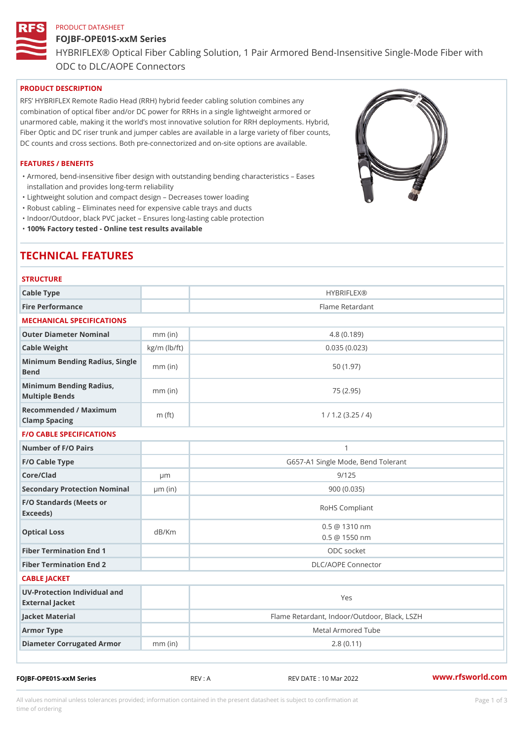PRODUCT DATASHEET

# FOJBF-OPE01S-xxM Series

HYBRIFLEX® Optical Fiber Cabling Solution, 1 Pair Armored Bend-Insensitive Single-Mode Fiber with ODC to DLC/AOPE Connectors

## PRODUCT DESCRIPTION

RFS' HYBRIFLEX Remote Radio Head (RRH) hybrid feeder cabling solution combines any combination of optical fiber and/or DC power for RRHs in a single lightweight armored or unarmored cable, making it the world's most innovative solution for RRH deployments. Hybrid, Fiber Optic and DC riser trunk and jumper cables are available in a large variety of fiber counts, DC counts and cross sections. Both pre-connectorized and on-site options are available.

## FEATURES / BENEFITS

- Armored, bend-insensitive fiber design with outstanding bending characteristics – Eases installation and provides long-term reliability
- Lightweight solution and compact design – Decreases tower loading
- Robust cabling – Eliminates need for expensive cable trays and ducts
- Indoor/Outdoor, black PVC jacket – Ensures long-lasting cable protection
- **100% Factory tested - Online test results available**

# TECHNICAL FEATURES

## STRUCTURE

| | | |
|---|---|---|
| Cable Type | | HYBRIFLEX® |
| Fire Performance | | Flame Retardant |

## MECHANICAL SPECIFICATIONS

| | | |
|---|---|---|
| Outer Diameter Nominal | mm (in) | 4.8 (0.189) |
| Cable Weight | kg/m (lb/ft) | 0.035 (0.023) |
| Minimum Bending Radius, Single Bend | mm (in) | 50 (1.97) |
| Minimum Bending Radius, Multiple Bends | mm (in) | 75 (2.95) |
| Recommended / Maximum Clamp Spacing | m (ft) | 1 / 1.2 (3.25 / 4) |

## F/O CABLE SPECIFICATIONS

| | | |
|---|---|---|
| Number of F/O Pairs | | 1 |
| F/O Cable Type | | G657-A1 Single Mode, Bend Tolerant |
| Core/Clad | μm | 9/125 |
| Secondary Protection Nominal | μm (in) | 900 (0.035) |
| F/O Standards (Meets or Exceeds) | | RoHS Compliant |
| Optical Loss | dB/Km | 0.5 @ 1310 nm<br>0.5 @ 1550 nm |
| Fiber Termination End 1 | | ODC socket |
| Fiber Termination End 2 | | DLC/AOPE Connector |

## CABLE JACKET

| | | |
|---|---|---|
| UV-Protection Individual and External Jacket | | Yes |
| Jacket Material | | Flame Retardant, Indoor/Outdoor, Black, LSZH |
| Armor Type | | Metal Armored Tube |
| Diameter Corrugated Armor | mm (in) | 2.8 (0.11) |

FOJBF-OPE01S-xxM Series REV : A REV DATE : 10 Mar 2022 www.rfsworld.com

All values nominal unless tolerances provided; information contained in the present datasheet is subject to confirmation at time of ordering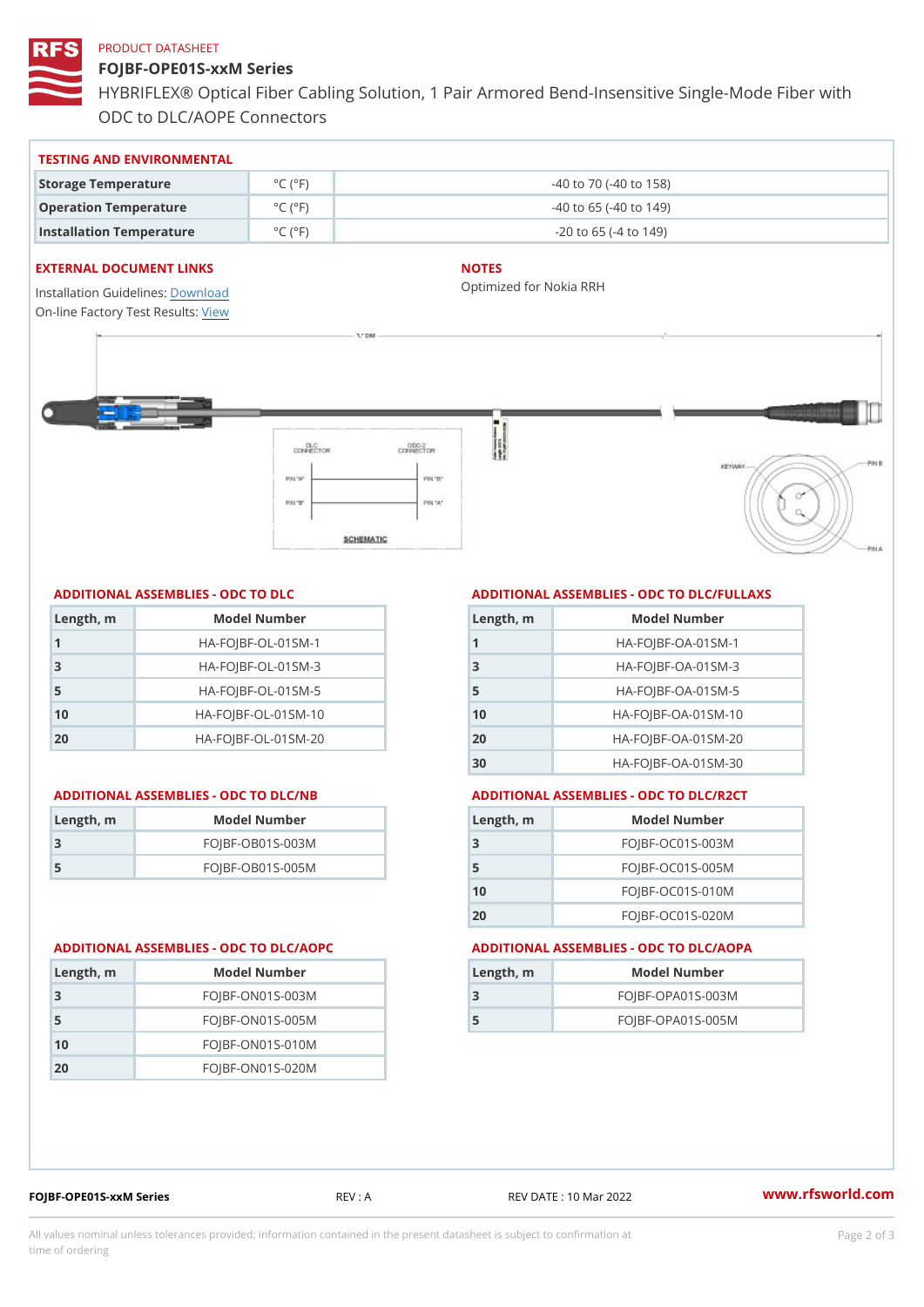PRODUCT DATASHEET

# FOJBF-OPE01S-xxM Series

HYBRIFLEX® Optical Fiber Cabling Solution, 1 Pair Armored Bend-Insensitive Single-Mode Fiber with ODC to DLC/AOPE Connectors

## TESTING AND ENVIRONMENTAL

| | | |
|---|---|---|
| Storage Temperature | °C (°F) | -40 to 70 (-40 to 158) |
| Operation Temperature | °C (°F) | -40 to 65 (-40 to 149) |
| Installation Temperature | °C (°F) | -20 to 65 (-4 to 149) |

## EXTERNAL DOCUMENT LINKS

Installation Guidelines: Download
On-line Factory Test Results: View

## NOTES

Optimized for Nokia RRH

## ADDITIONAL ASSEMBLIES - ODC TO DLC

| Length, m | Model Number |
|---|---|
| 1 | HA-FOJBF-OL-01SM-1 |
| 3 | HA-FOJBF-OL-01SM-3 |
| 5 | HA-FOJBF-OL-01SM-5 |
| 10 | HA-FOJBF-OL-01SM-10 |
| 20 | HA-FOJBF-OL-01SM-20 |

## ADDITIONAL ASSEMBLIES - ODC TO DLC/FULLAXS

| Length, m | Model Number |
|---|---|
| 1 | HA-FOJBF-OA-01SM-1 |
| 3 | HA-FOJBF-OA-01SM-3 |
| 5 | HA-FOJBF-OA-01SM-5 |
| 10 | HA-FOJBF-OA-01SM-10 |
| 20 | HA-FOJBF-OA-01SM-20 |
| 30 | HA-FOJBF-OA-01SM-30 |

## ADDITIONAL ASSEMBLIES - ODC TO DLC/NB

| Length, m | Model Number |
|---|---|
| 3 | FOJBF-OB01S-003M |
| 5 | FOJBF-OB01S-005M |

## ADDITIONAL ASSEMBLIES - ODC TO DLC/R2CT

| Length, m | Model Number |
|---|---|
| 3 | FOJBF-OC01S-003M |
| 5 | FOJBF-OC01S-005M |
| 10 | FOJBF-OC01S-010M |
| 20 | FOJBF-OC01S-020M |

## ADDITIONAL ASSEMBLIES - ODC TO DLC/AOPC

| Length, m | Model Number |
|---|---|
| 3 | FOJBF-ON01S-003M |
| 5 | FOJBF-ON01S-005M |
| 10 | FOJBF-ON01S-010M |
| 20 | FOJBF-ON01S-020M |

## ADDITIONAL ASSEMBLIES - ODC TO DLC/AOPA

| Length, m | Model Number |
|---|---|
| 3 | FOJBF-OPA01S-003M |
| 5 | FOJBF-OPA01S-005M |

FOJBF-OPE01S-xxM Series REV : A REV DATE : 10 Mar 2022 www.rfsworld.com

All values nominal unless tolerances provided; information contained in the present datasheet is subject to confirmation at time of ordering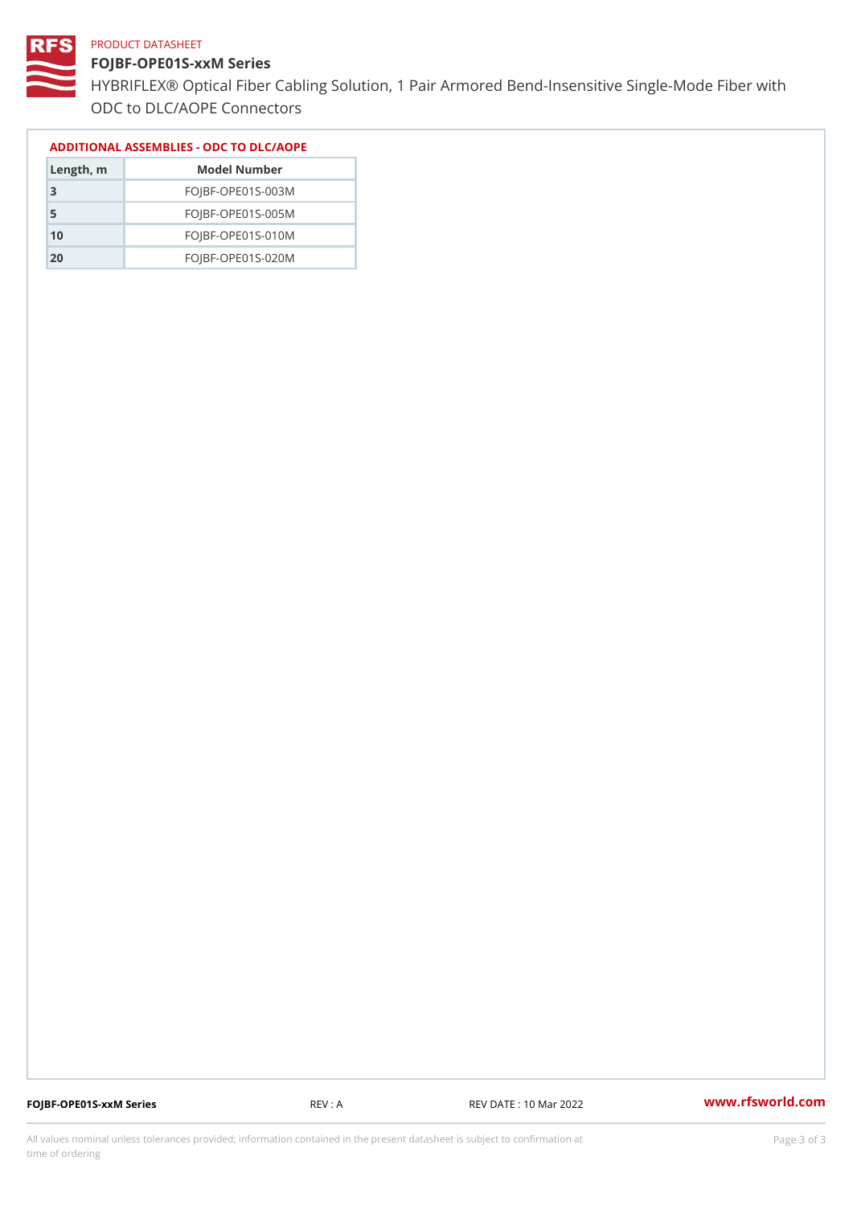PRODUCT DATASHEET

# FOJBF-OPE01S-xxM Series

HYBRIFLEX® Optical Fiber Cabling Solution, 1 Pair Armored Bend-Insensitive Single-Mode Fiber with ODC to DLC/AOPE Connectors

## ADDITIONAL ASSEMBLIES - ODC TO DLC/AOPE

| Length, m | Model Number |
|---|---|
| 3 | FOJBF-OPE01S-003M |
| 5 | FOJBF-OPE01S-005M |
| 10 | FOJBF-OPE01S-010M |
| 20 | FOJBF-OPE01S-020M |

FOJBF-OPE01S-xxM Series REV : A REV DATE : 10 Mar 2022 www.rfsworld.com

All values nominal unless tolerances provided; information contained in the present datasheet is subject to confirmation at time of ordering